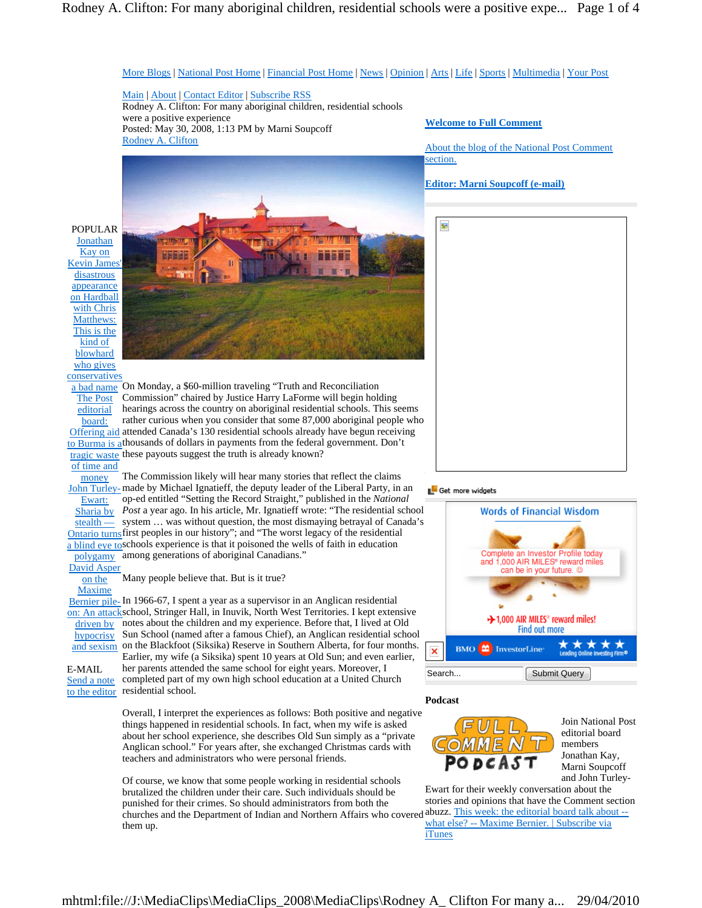More Blogs | National Post Home | Financial Post Home | News | Opinion | Arts | Life | Sports | Multimedia | Your Post

Main | About | Contact Editor | Subscribe RSS

Rodney A. Clifton: For many aboriginal children, residential schools were a positive experience

Posted: May 30, 2008, 1:13 PM by Marni Soupcoff

Rodney A. Clifton

On Monday, a $60-million traveling "Truth and Reconciliation Commission" chaired by Justice Harry LaForme will begin holding hearings across the country on aboriginal residential schools. This seems rather curious when you consider that some 87,000 aboriginal people who attended Canada's 130 residential schools already have begun receiving thousands of dollars in payments from the federal government. Don't these payouts suggest the truth is already known?

The Commission likely will hear many stories that reflect the claims made by Michael Ignatieff, the deputy leader of the Liberal Party, in an op-ed entitled "Setting the Record Straight," published in the *National Post* a year ago. In his article, Mr. Ignatieff wrote: "The residential school system … was without question, the most dismaying betrayal of Canada's first peoples in our history"; and "The worst legacy of the residential schools experience is that it poisoned the wells of faith in education among generations of aboriginal Canadians."

Many people believe that. But is it true?

In 1966-67, I spent a year as a supervisor in an Anglican residential school, Stringer Hall, in Inuvik, North West Territories. I kept extensive notes about the children and my experience. Before that, I lived at Old Sun School (named after a famous Chief), an Anglican residential school on the Blackfoot (Siksika) Reserve in Southern Alberta, for four months. Earlier, my wife (a Siksika) spent 10 years at Old Sun; and even earlier, her parents attended the same school for eight years. Moreover, I completed part of my own high school education at a United Church residential school.

Overall, I interpret the experiences as follows: Both positive and negative things happened in residential schools. In fact, when my wife is asked about her school experience, she describes Old Sun simply as a "private Anglican school." For years after, she exchanged Christmas cards with teachers and administrators who were personal friends.

Of course, we know that some people working in residential schools brutalized the children under their care. Such individuals should be punished for their crimes. So should administrators from both the churches and the Department of Indian and Northern Affairs who covered them up.

POPULAR

- Jonathan Kay on Kevin James' disastrous appearance on Hardball with Chris Matthews: This is the kind of blowhard who gives conservatives a bad name
- The Post editorial board: Offering aid to Burma is a tragic waste of time and money
- John Turley-Ewart: Sharia by stealth — Ontario turns a blind eye to polygamy
- David Asper on the Maxime Bernier pile-on: An attack driven by hypocrisy and sexism

E-MAIL

Send a note to the editor

**Welcome to Full Comment**

About the blog of the National Post Comment section.

**Editor: Marni Soupcoff (e-mail)**

Get more widgets

Words of Financial Wisdom

Complete an Investor Profile today and 1,000 AIR MILES® reward miles can be in your future.

1,000 AIR MILES® reward miles! Find out more

BMO InvestorLine Leading Online Investing Firm®

Search... Submit Query

**Podcast**

Join National Post editorial board members Jonathan Kay, Marni Soupcoff and John Turley-Ewart for their weekly conversation about the stories and opinions that have the Comment section abuzz. This week: the editorial board talk about -- what else? -- Maxime Bernier. | Subscribe via iTunes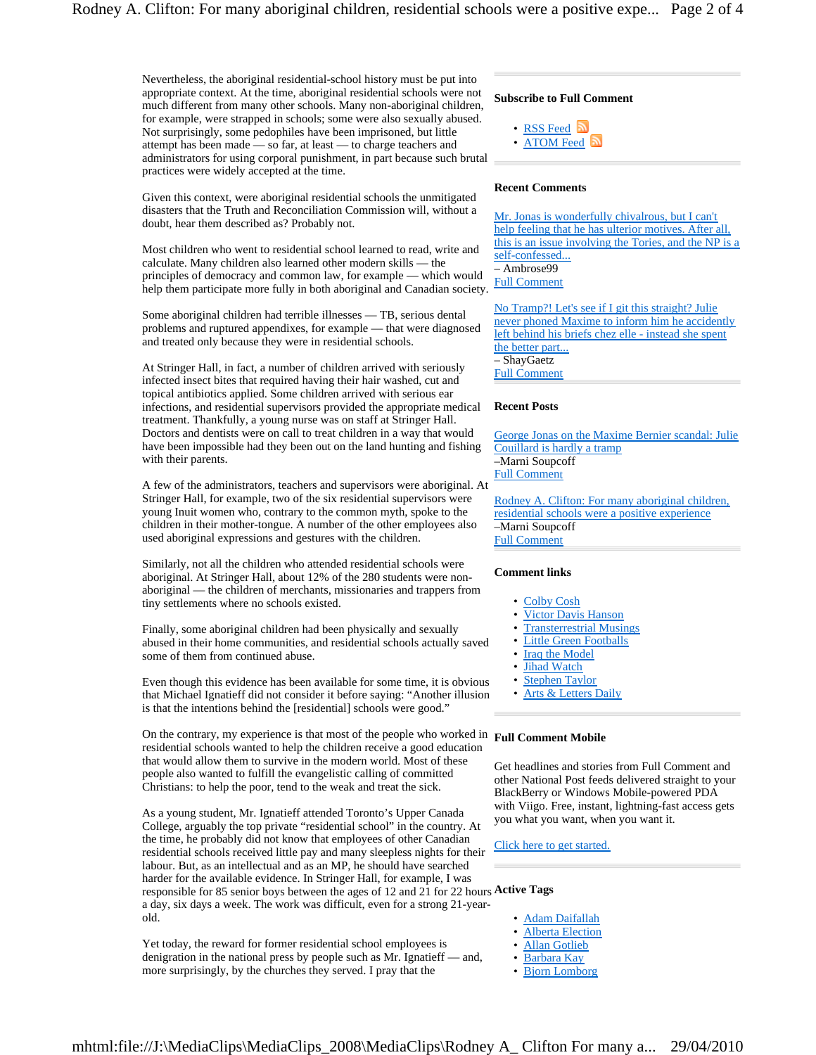Nevertheless, the aboriginal residential-school history must be put into appropriate context. At the time, aboriginal residential schools were not much different from many other schools. Many non-aboriginal children, for example, were strapped in schools; some were also sexually abused. Not surprisingly, some pedophiles have been imprisoned, but little attempt has been made — so far, at least — to charge teachers and administrators for using corporal punishment, in part because such brutal practices were widely accepted at the time.

Given this context, were aboriginal residential schools the unmitigated disasters that the Truth and Reconciliation Commission will, without a doubt, hear them described as? Probably not.

Most children who went to residential school learned to read, write and calculate. Many children also learned other modern skills — the principles of democracy and common law, for example — which would help them participate more fully in both aboriginal and Canadian society.

Some aboriginal children had terrible illnesses — TB, serious dental problems and ruptured appendixes, for example — that were diagnosed and treated only because they were in residential schools.

At Stringer Hall, in fact, a number of children arrived with seriously infected insect bites that required having their hair washed, cut and topical antibiotics applied. Some children arrived with serious ear infections, and residential supervisors provided the appropriate medical treatment. Thankfully, a young nurse was on staff at Stringer Hall. Doctors and dentists were on call to treat children in a way that would have been impossible had they been out on the land hunting and fishing with their parents.

A few of the administrators, teachers and supervisors were aboriginal. At Stringer Hall, for example, two of the six residential supervisors were young Inuit women who, contrary to the common myth, spoke to the children in their mother-tongue. A number of the other employees also used aboriginal expressions and gestures with the children.

Similarly, not all the children who attended residential schools were aboriginal. At Stringer Hall, about 12% of the 280 students were non-aboriginal — the children of merchants, missionaries and trappers from tiny settlements where no schools existed.

Finally, some aboriginal children had been physically and sexually abused in their home communities, and residential schools actually saved some of them from continued abuse.

Even though this evidence has been available for some time, it is obvious that Michael Ignatieff did not consider it before saying: "Another illusion is that the intentions behind the [residential] schools were good."

On the contrary, my experience is that most of the people who worked in residential schools wanted to help the children receive a good education that would allow them to survive in the modern world. Most of these people also wanted to fulfill the evangelistic calling of committed Christians: to help the poor, tend to the weak and treat the sick.

As a young student, Mr. Ignatieff attended Toronto's Upper Canada College, arguably the top private "residential school" in the country. At the time, he probably did not know that employees of other Canadian residential schools received little pay and many sleepless nights for their labour. But, as an intellectual and as an MP, he should have searched harder for the available evidence. In Stringer Hall, for example, I was responsible for 85 senior boys between the ages of 12 and 21 for 22 hours a day, six days a week. The work was difficult, even for a strong 21-year-old.

Yet today, the reward for former residential school employees is denigration in the national press by people such as Mr. Ignatieff — and, more surprisingly, by the churches they served. I pray that the

### Subscribe to Full Comment

- RSS Feed
- ATOM Feed

### Recent Comments

Mr. Jonas is wonderfully chivalrous, but I can't help feeling that he has ulterior motives. After all, this is an issue involving the Tories, and the NP is a self-confessed...
– Ambrose99
Full Comment

No Tramp?! Let's see if I git this straight? Julie never phoned Maxime to inform him he accidently left behind his briefs chez elle - instead she spent the better part...
– ShayGaetz
Full Comment

### Recent Posts

George Jonas on the Maxime Bernier scandal: Julie Couillard is hardly a tramp
–Marni Soupcoff
Full Comment

Rodney A. Clifton: For many aboriginal children, residential schools were a positive experience
–Marni Soupcoff
Full Comment

### Comment links

- Colby Cosh
- Victor Davis Hanson
- Transterrestrial Musings
- Little Green Footballs
- Iraq the Model
- Jihad Watch
- Stephen Taylor
- Arts & Letters Daily

### Full Comment Mobile

Get headlines and stories from Full Comment and other National Post feeds delivered straight to your BlackBerry or Windows Mobile-powered PDA with Viigo. Free, instant, lightning-fast access gets you what you want, when you want it.

Click here to get started.

### Active Tags

- Adam Daifallah
- Alberta Election
- Allan Gotlieb
- Barbara Kay
- Bjorn Lomborg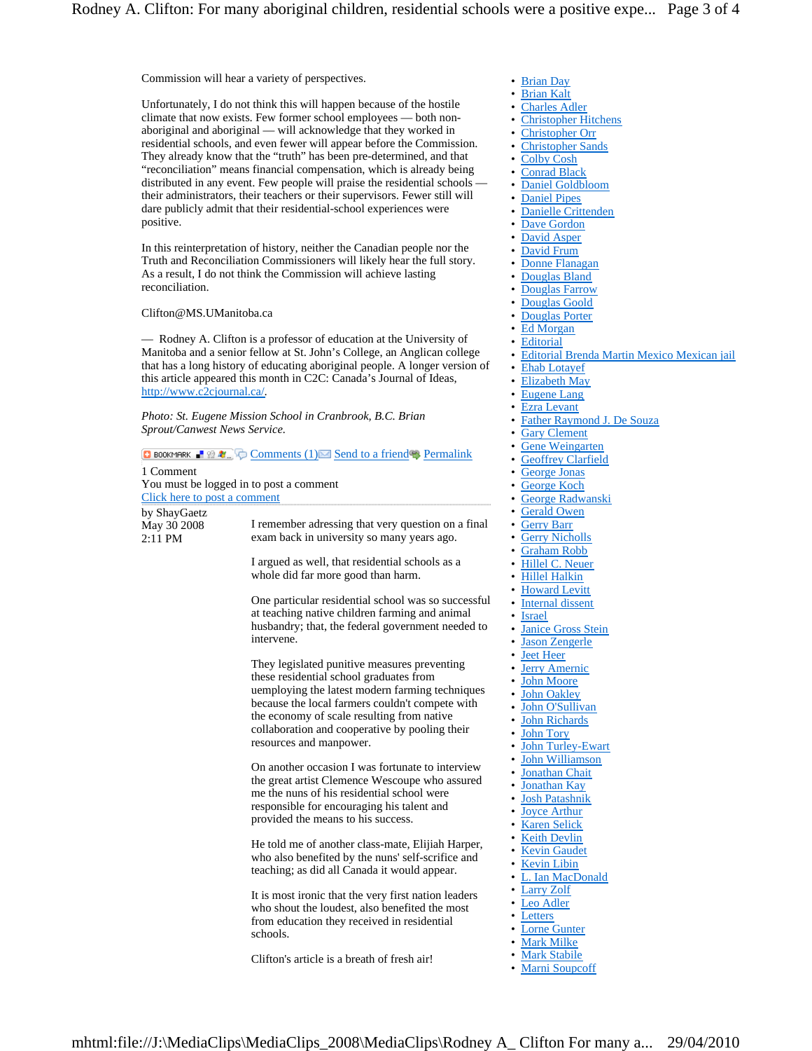Commission will hear a variety of perspectives.

Unfortunately, I do not think this will happen because of the hostile climate that now exists. Few former school employees — both non-aboriginal and aboriginal — will acknowledge that they worked in residential schools, and even fewer will appear before the Commission. They already know that the "truth" has been pre-determined, and that "reconciliation" means financial compensation, which is already being distributed in any event. Few people will praise the residential schools — their administrators, their teachers or their supervisors. Fewer still will dare publicly admit that their residential-school experiences were positive.

In this reinterpretation of history, neither the Canadian people nor the Truth and Reconciliation Commissioners will likely hear the full story. As a result, I do not think the Commission will achieve lasting reconciliation.

Clifton@MS.UManitoba.ca

— Rodney A. Clifton is a professor of education at the University of Manitoba and a senior fellow at St. John's College, an Anglican college that has a long history of educating aboriginal people. A longer version of this article appeared this month in C2C: Canada's Journal of Ideas, http://www.c2cjournal.ca/.

*Photo: St. Eugene Mission School in Cranbrook, B.C. Brian Sprout/Canwest News Service.*

BOOKMARK Comments (1) Send to a friend Permalink

1 Comment

You must be logged in to post a comment

Click here to post a comment

by ShayGaetz
May 30 2008
2:11 PM

I remember adressing that very question on a final exam back in university so many years ago.

I argued as well, that residential schools as a whole did far more good than harm.

One particular residential school was so successful at teaching native children farming and animal husbandry; that, the federal government needed to intervene.

They legislated punitive measures preventing these residential school graduates from uemploying the latest modern farming techniques because the local farmers couldn't compete with the economy of scale resulting from native collaboration and cooperative by pooling their resources and manpower.

On another occasion I was fortunate to interview the great artist Clemence Wescoupe who assured me the nuns of his residential school were responsible for encouraging his talent and provided the means to his success.

He told me of another class-mate, Elijiah Harper, who also benefited by the nuns' self-scrifice and teaching; as did all Canada it would appear.

It is most ironic that the very first nation leaders who shout the loudest, also benefited the most from education they received in residential schools.

Clifton's article is a breath of fresh air!

- Brian Day
- Brian Kalt
- Charles Adler
- Christopher Hitchens
- Christopher Orr
- Christopher Sands
- Colby Cosh
- Conrad Black
- Daniel Goldbloom
- Daniel Pipes
- Danielle Crittenden
- Dave Gordon
- David Asper
- David Frum
- Donne Flanagan
- Douglas Bland
- Douglas Farrow
- Douglas Goold
- Douglas Porter
- Ed Morgan
- Editorial
- Editorial Brenda Martin Mexico Mexican jail
- Ehab Lotayef
- Elizabeth May
- Eugene Lang
- Ezra Levant
- Father Raymond J. De Souza
- Gary Clement
- Gene Weingarten
- Geoffrey Clarfield
- George Jonas
- George Koch
- George Radwanski
- Gerald Owen
- Gerry Barr
- Gerry Nicholls
- Graham Robb
- Hillel C. Neuer
- Hillel Halkin
- Howard Levitt
- Internal dissent
- Israel
- Janice Gross Stein
- Jason Zengerle
- Jeet Heer
- Jerry Amernic
- John Moore
- John Oakley
- John O'Sullivan
- John Richards
- John Tory
- John Turley-Ewart
- John Williamson
- Jonathan Chait
- Jonathan Kay
- Josh Patashnik
- Joyce Arthur
- Karen Selick
- Keith Devlin
- Kevin Gaudet
- Kevin Libin
- L. Ian MacDonald
- Larry Zolf
- Leo Adler
- Letters
- Lorne Gunter
- Mark Milke
- Mark Stabile
- Marni Soupcoff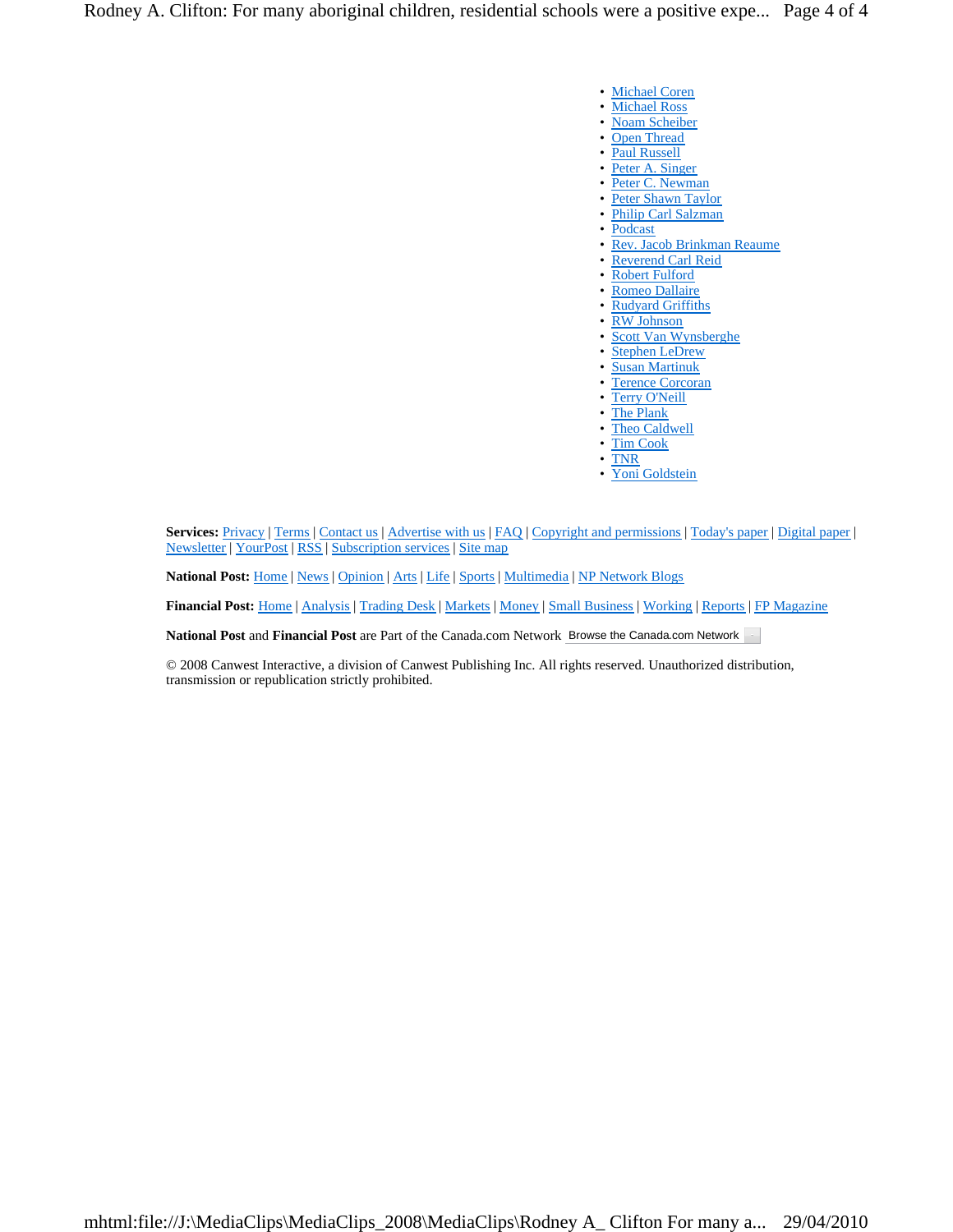- Michael Coren
- Michael Ross
- Noam Scheiber
- Open Thread
- Paul Russell
- Peter A. Singer
- Peter C. Newman
- Peter Shawn Taylor
- Philip Carl Salzman
- Podcast
- Rev. Jacob Brinkman Reaume
- Reverend Carl Reid
- Robert Fulford
- Romeo Dallaire
- Rudyard Griffiths
- RW Johnson
- Scott Van Wynsberghe
- Stephen LeDrew
- Susan Martinuk
- Terence Corcoran
- Terry O'Neill
- The Plank
- Theo Caldwell
- Tim Cook
- TNR
- Yoni Goldstein

**Services:** Privacy | Terms | Contact us | Advertise with us | FAQ | Copyright and permissions | Today's paper | Digital paper | Newsletter | YourPost | RSS | Subscription services | Site map

**National Post:** Home | News | Opinion | Arts | Life | Sports | Multimedia | NP Network Blogs

**Financial Post:** Home | Analysis | Trading Desk | Markets | Money | Small Business | Working | Reports | FP Magazine

**National Post** and **Financial Post** are Part of the Canada.com Network Browse the Canada.com Network

© 2008 Canwest Interactive, a division of Canwest Publishing Inc. All rights reserved. Unauthorized distribution, transmission or republication strictly prohibited.